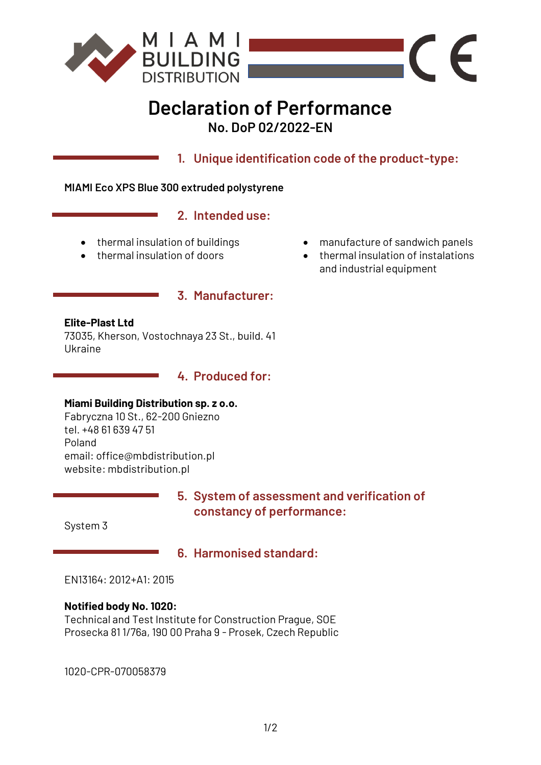# Declaration of Performance

**No. DoP 02/2022-EN**

## 1. Unique identification code of the product-type:

**MIAMI Eco XPS Blue 300 extruded polystyrene**

## 2. Intended use:

- thermal insulation of buildings
- thermal insulation of doors
- manufacture of sandwich panels
- thermal insulation of instalations and industrial equipment

## 3. Manufacturer:

**Elite-Plast Ltd**
73035, Kherson, Vostochnaya 23 St., build. 41
Ukraine

## 4. Produced for:

**Miami Building Distribution sp. z o.o.**
Fabryczna 10 St., 62-200 Gniezno
tel. +48 61 639 47 51
Poland
email: office@mbdistribution.pl
website: mbdistribution.pl

## 5. System of assessment and verification of constancy of performance:

System 3

## 6. Harmonised standard:

EN13164: 2012+A1: 2015

**Notified body No. 1020:**
Technical and Test Institute for Construction Prague, SOE
Prosecka 81 1/76a, 190 00 Praha 9 - Prosek, Czech Republic

1020-CPR-070058379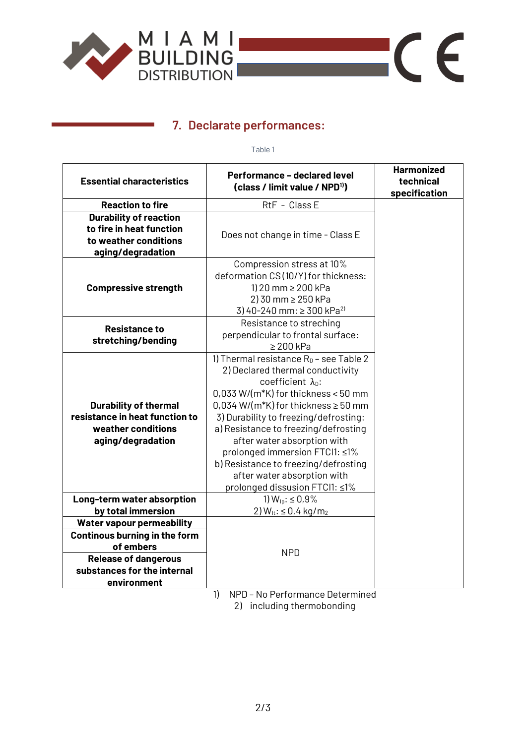## 7. Declarate performances:

Table 1

| Essential characteristics | Performance – declared level (class / limit value / NPD[1]) | Harmonized technical specification |
|---|---|---|
| **Reaction to fire** | RtF - Class E | |
| **Durability of reaction to fire in heat function to weather conditions aging/degradation** | Does not change in time - Class E | |
| **Compressive strength** | Compression stress at 10% deformation CS(10/Y) for thickness:<br>1) 20 mm ≥ 200 kPa<br>2) 30 mm ≥ 250 kPa<br>3) 40-240 mm: ≥ 300 kPa[2] | |
| **Resistance to stretching/bending** | Resistance to streching perpendicular to frontal surface:<br>≥ 200 kPa | |
| **Durability of thermal resistance in heat function to weather conditions aging/degradation** | 1) Thermal resistance $R_D$ - see Table 2<br>2) Declared thermal conductivity coefficient $\lambda_D$:<br>0,033 W/(m*K) for thickness < 50 mm<br>0,034 W/(m*K) for thickness ≥ 50 mm<br>3) Durability to freezing/defrosting:<br>a) Resistance to freezing/defrosting after water absorption with prolonged immersion FTCI1: ≤1%<br>b) Resistance to freezing/defrosting after water absorption with prolonged dissusion FTCI1: ≤1% | |
| **Long-term water absorption by total immersion** | 1) $W_{lp}$: ≤ 0,9%<br>2) $W_{lt}$: ≤ 0,4 kg/$m_2$ | |
| **Water vapour permeability** | NPD | |
| **Continous burning in the form of embers** | NPD | |
| **Release of dangerous substances for the internal environment** | NPD | |

1) NPD – No Performance Determined

2) including thermobonding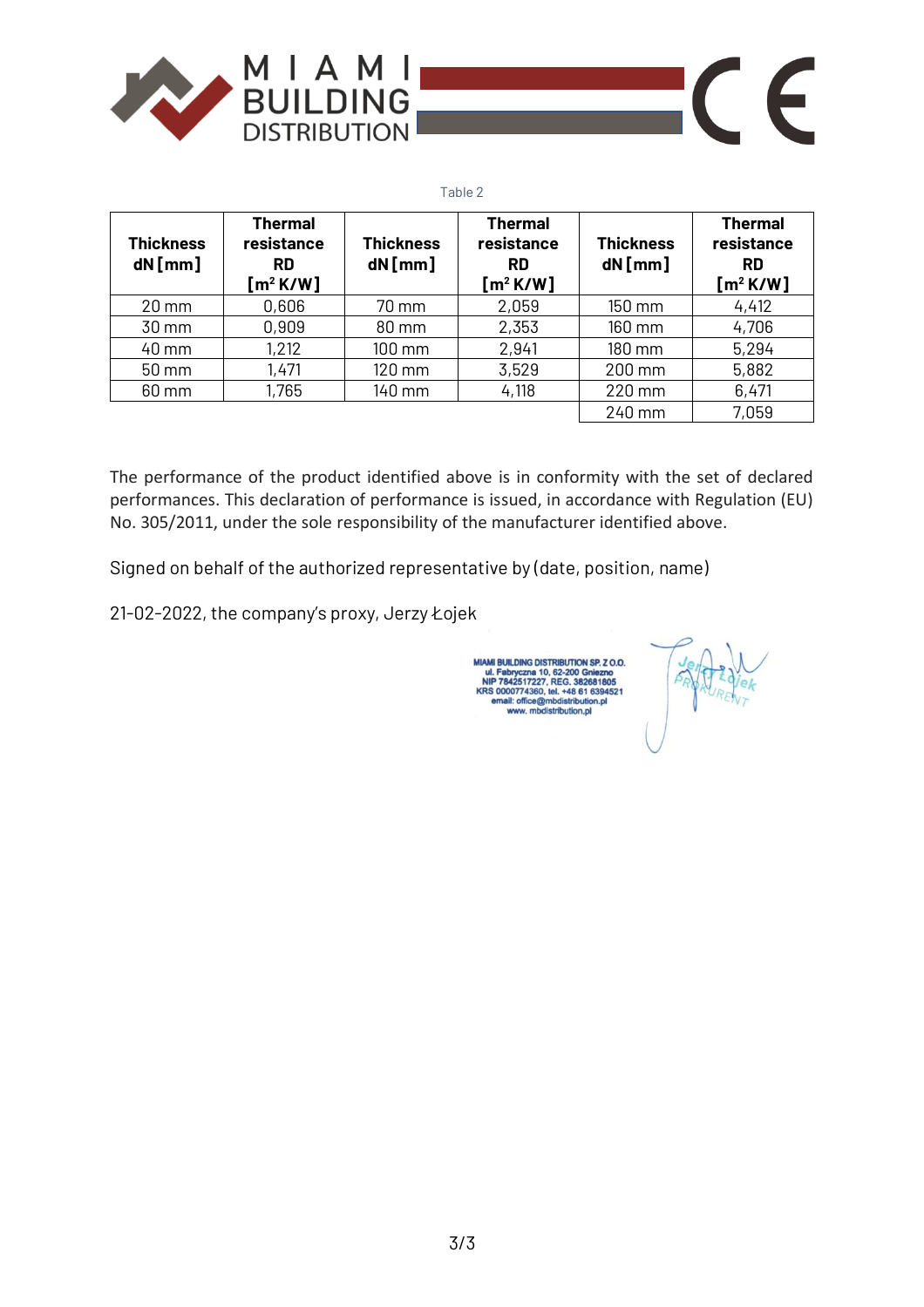Table 2

| Thickness dN [mm] | Thermal resistance RD [$m^2$ K/W] | Thickness dN [mm] | Thermal resistance RD [$m^2$ K/W] | Thickness dN [mm] | Thermal resistance RD [$m^2$ K/W] |
|---|---|---|---|---|---|
| 20 mm | 0,606 | 70 mm | 2,059 | 150 mm | 4,412 |
| 30 mm | 0,909 | 80 mm | 2,353 | 160 mm | 4,706 |
| 40 mm | 1,212 | 100 mm | 2,941 | 180 mm | 5,294 |
| 50 mm | 1,471 | 120 mm | 3,529 | 200 mm | 5,882 |
| 60 mm | 1,765 | 140 mm | 4,118 | 220 mm | 6,471 |
| | | | | 240 mm | 7,059 |

The performance of the product identified above is in conformity with the set of declared performances. This declaration of performance is issued, in accordance with Regulation (EU) No. 305/2011, under the sole responsibility of the manufacturer identified above.

Signed on behalf of the authorized representative by (date, position, name)

21-02-2022, the company's proxy, Jerzy Łojek

MIAMI BUILDING DISTRIBUTION SP. Z O.O.
ul. Fabryczna 10, 62-200 Gniezno
NIP 7842517227, REG. 382681805
KRS 0000774360, tel. +48 61 6394521
email: office@mbdistribution.pl
www. mbdistribution.pl

Jerzy Łojek
PROKURENT